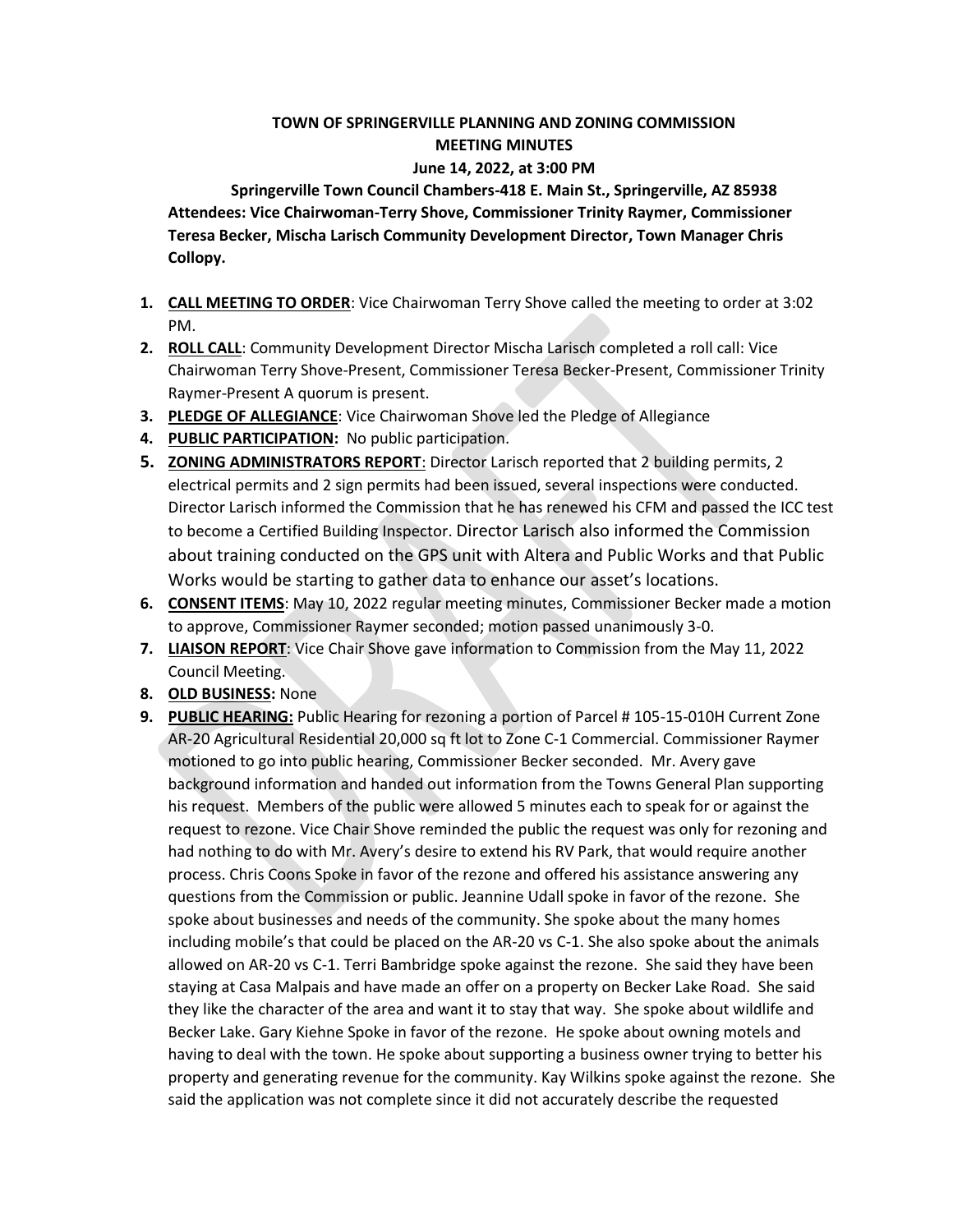**TOWN OF SPRINGERVILLE PLANNING AND ZONING COMMISSION**
**MEETING MINUTES**
**June 14, 2022, at 3:00 PM**
**Springerville Town Council Chambers-418 E. Main St., Springerville, AZ 85938**

**Attendees: Vice Chairwoman-Terry Shove, Commissioner Trinity Raymer, Commissioner Teresa Becker, Mischa Larisch Community Development Director, Town Manager Chris Collopy.**

1. **CALL MEETING TO ORDER**: Vice Chairwoman Terry Shove called the meeting to order at 3:02 PM.
2. **ROLL CALL**: Community Development Director Mischa Larisch completed a roll call: Vice Chairwoman Terry Shove-Present, Commissioner Teresa Becker-Present, Commissioner Trinity Raymer-Present A quorum is present.
3. **PLEDGE OF ALLEGIANCE**: Vice Chairwoman Shove led the Pledge of Allegiance
4. **PUBLIC PARTICIPATION:** No public participation.
5. **ZONING ADMINISTRATORS REPORT**: Director Larisch reported that 2 building permits, 2 electrical permits and 2 sign permits had been issued, several inspections were conducted. Director Larisch informed the Commission that he has renewed his CFM and passed the ICC test to become a Certified Building Inspector. Director Larisch also informed the Commission about training conducted on the GPS unit with Altera and Public Works and that Public Works would be starting to gather data to enhance our asset's locations.
6. **CONSENT ITEMS**: May 10, 2022 regular meeting minutes, Commissioner Becker made a motion to approve, Commissioner Raymer seconded; motion passed unanimously 3-0.
7. **LIAISON REPORT**: Vice Chair Shove gave information to Commission from the May 11, 2022 Council Meeting.
8. **OLD BUSINESS:** None
9. **PUBLIC HEARING:** Public Hearing for rezoning a portion of Parcel # 105-15-010H Current Zone AR-20 Agricultural Residential 20,000 sq ft lot to Zone C-1 Commercial. Commissioner Raymer motioned to go into public hearing, Commissioner Becker seconded. Mr. Avery gave background information and handed out information from the Towns General Plan supporting his request. Members of the public were allowed 5 minutes each to speak for or against the request to rezone. Vice Chair Shove reminded the public the request was only for rezoning and had nothing to do with Mr. Avery's desire to extend his RV Park, that would require another process. Chris Coons Spoke in favor of the rezone and offered his assistance answering any questions from the Commission or public. Jeannine Udall spoke in favor of the rezone. She spoke about businesses and needs of the community. She spoke about the many homes including mobile's that could be placed on the AR-20 vs C-1. She also spoke about the animals allowed on AR-20 vs C-1. Terri Bambridge spoke against the rezone. She said they have been staying at Casa Malpais and have made an offer on a property on Becker Lake Road. She said they like the character of the area and want it to stay that way. She spoke about wildlife and Becker Lake. Gary Kiehne Spoke in favor of the rezone. He spoke about owning motels and having to deal with the town. He spoke about supporting a business owner trying to better his property and generating revenue for the community. Kay Wilkins spoke against the rezone. She said the application was not complete since it did not accurately describe the requested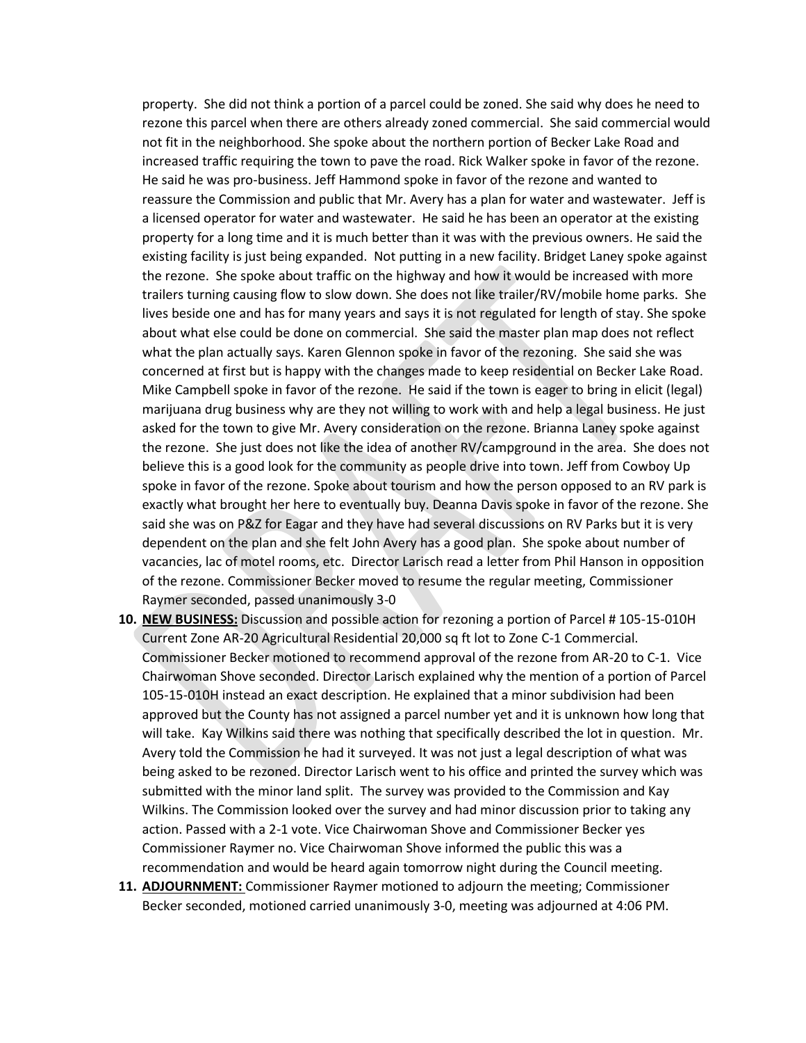property. She did not think a portion of a parcel could be zoned. She said why does he need to rezone this parcel when there are others already zoned commercial. She said commercial would not fit in the neighborhood. She spoke about the northern portion of Becker Lake Road and increased traffic requiring the town to pave the road. Rick Walker spoke in favor of the rezone. He said he was pro-business. Jeff Hammond spoke in favor of the rezone and wanted to reassure the Commission and public that Mr. Avery has a plan for water and wastewater. Jeff is a licensed operator for water and wastewater. He said he has been an operator at the existing property for a long time and it is much better than it was with the previous owners. He said the existing facility is just being expanded. Not putting in a new facility. Bridget Laney spoke against the rezone. She spoke about traffic on the highway and how it would be increased with more trailers turning causing flow to slow down. She does not like trailer/RV/mobile home parks. She lives beside one and has for many years and says it is not regulated for length of stay. She spoke about what else could be done on commercial. She said the master plan map does not reflect what the plan actually says. Karen Glennon spoke in favor of the rezoning. She said she was concerned at first but is happy with the changes made to keep residential on Becker Lake Road. Mike Campbell spoke in favor of the rezone. He said if the town is eager to bring in elicit (legal) marijuana drug business why are they not willing to work with and help a legal business. He just asked for the town to give Mr. Avery consideration on the rezone. Brianna Laney spoke against the rezone. She just does not like the idea of another RV/campground in the area. She does not believe this is a good look for the community as people drive into town. Jeff from Cowboy Up spoke in favor of the rezone. Spoke about tourism and how the person opposed to an RV park is exactly what brought her here to eventually buy. Deanna Davis spoke in favor of the rezone. She said she was on P&Z for Eagar and they have had several discussions on RV Parks but it is very dependent on the plan and she felt John Avery has a good plan. She spoke about number of vacancies, lac of motel rooms, etc. Director Larisch read a letter from Phil Hanson in opposition of the rezone. Commissioner Becker moved to resume the regular meeting, Commissioner Raymer seconded, passed unanimously 3-0

10. **NEW BUSINESS:** Discussion and possible action for rezoning a portion of Parcel # 105-15-010H Current Zone AR-20 Agricultural Residential 20,000 sq ft lot to Zone C-1 Commercial. Commissioner Becker motioned to recommend approval of the rezone from AR-20 to C-1. Vice Chairwoman Shove seconded. Director Larisch explained why the mention of a portion of Parcel 105-15-010H instead an exact description. He explained that a minor subdivision had been approved but the County has not assigned a parcel number yet and it is unknown how long that will take. Kay Wilkins said there was nothing that specifically described the lot in question. Mr. Avery told the Commission he had it surveyed. It was not just a legal description of what was being asked to be rezoned. Director Larisch went to his office and printed the survey which was submitted with the minor land split. The survey was provided to the Commission and Kay Wilkins. The Commission looked over the survey and had minor discussion prior to taking any action. Passed with a 2-1 vote. Vice Chairwoman Shove and Commissioner Becker yes Commissioner Raymer no. Vice Chairwoman Shove informed the public this was a recommendation and would be heard again tomorrow night during the Council meeting.
11. **ADJOURNMENT:** Commissioner Raymer motioned to adjourn the meeting; Commissioner Becker seconded, motioned carried unanimously 3-0, meeting was adjourned at 4:06 PM.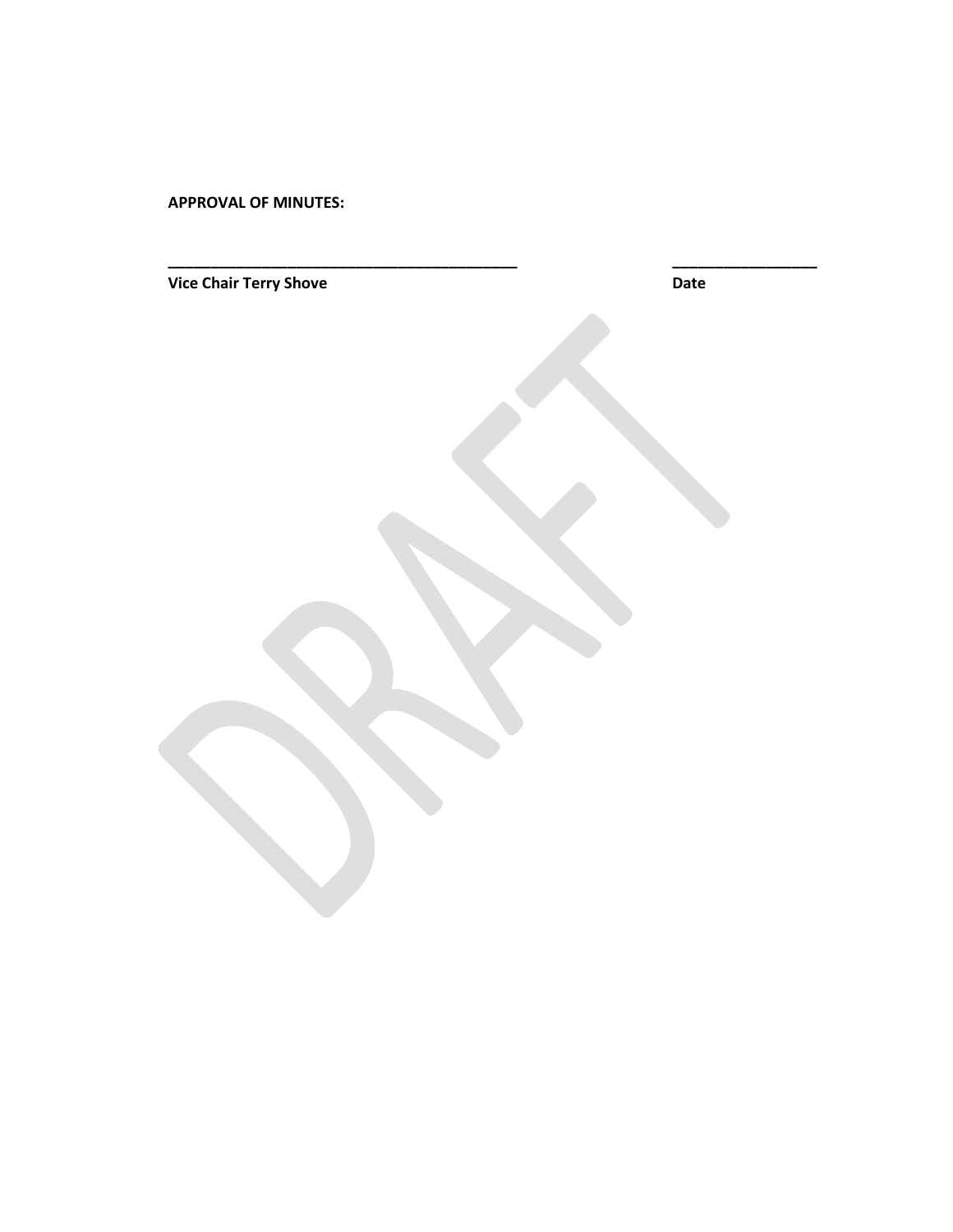**APPROVAL OF MINUTES:**

\_\_\_\_\_\_\_\_\_\_\_\_\_\_\_\_\_\_\_\_\_\_\_\_\_\_\_\_\_\_\_\_\_\_\_\_\_\_\_\_\_\_ &nbsp;&nbsp;&nbsp;&nbsp;&nbsp;&nbsp;&nbsp;&nbsp;&nbsp;&nbsp;&nbsp;&nbsp;&nbsp;&nbsp;&nbsp;&nbsp;&nbsp;&nbsp;&nbsp;&nbsp; \_\_\_\_\_\_\_\_\_\_\_\_\_\_\_\_\_\_

**Vice Chair Terry Shove** &nbsp;&nbsp;&nbsp;&nbsp;&nbsp;&nbsp;&nbsp;&nbsp;&nbsp;&nbsp;&nbsp;&nbsp;&nbsp;&nbsp;&nbsp;&nbsp;&nbsp;&nbsp;&nbsp;&nbsp;&nbsp;&nbsp;&nbsp;&nbsp;&nbsp;&nbsp;&nbsp;&nbsp;&nbsp;&nbsp;&nbsp;&nbsp;&nbsp;&nbsp;&nbsp;&nbsp;&nbsp;&nbsp;&nbsp;&nbsp;&nbsp;&nbsp;&nbsp;&nbsp;&nbsp;&nbsp;&nbsp;&nbsp;&nbsp;&nbsp;&nbsp;&nbsp;&nbsp;&nbsp;&nbsp;&nbsp;&nbsp;&nbsp;&nbsp;&nbsp; **Date**

DRAFT